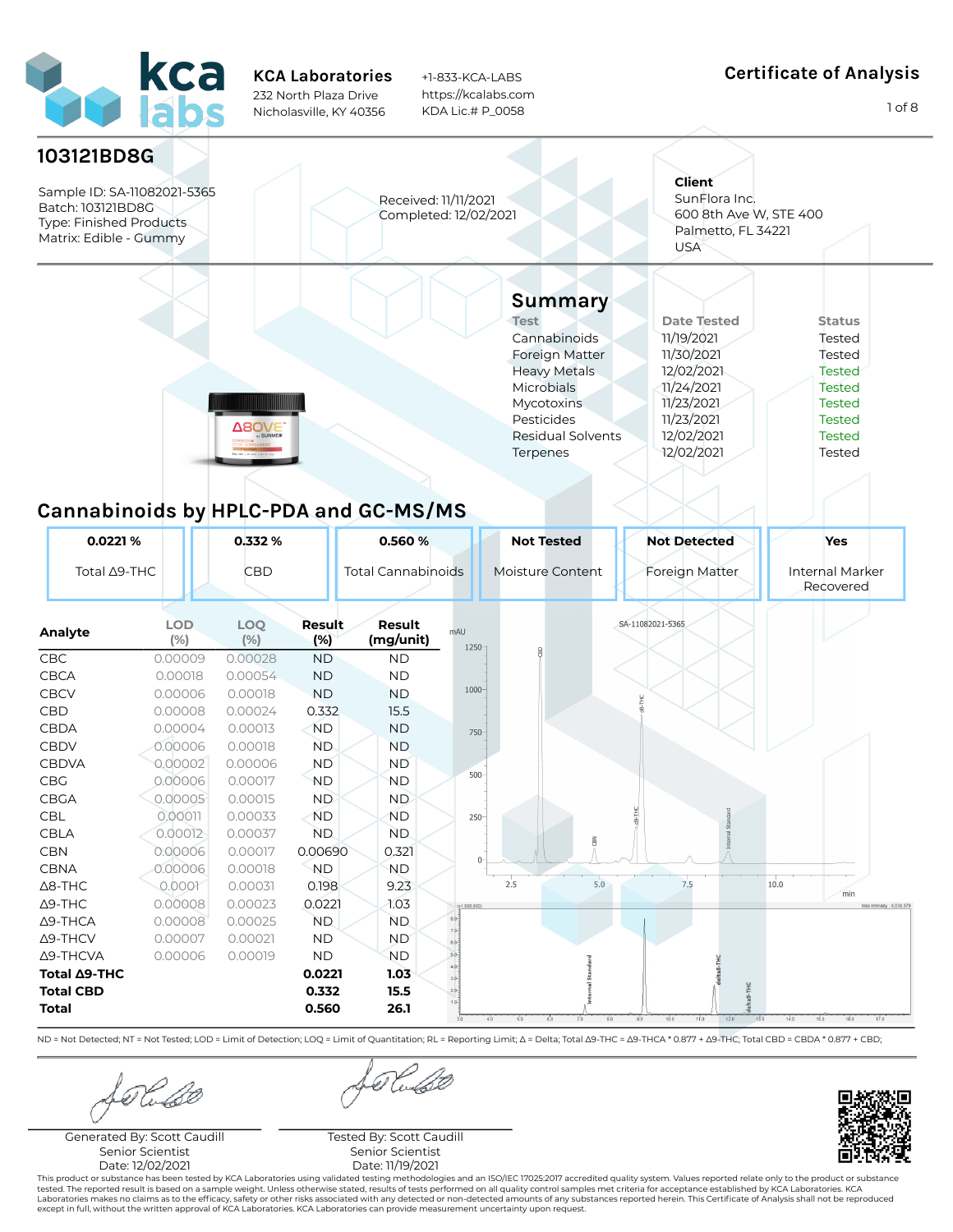**KCA Laboratories**
232 North Plaza Drive
Nicholasville, KY 40356

+1-833-KCA-LABS
https://kcalabs.com
KDA Lic.# P_0058

# Certificate of Analysis

## 103121BD8G

Sample ID: SA-11082021-5365
Batch: 103121BD8G
Type: Finished Products
Matrix: Edible - Gummy

Received: 11/11/2021
Completed: 12/02/2021

**Client**
SunFlora Inc.
600 8th Ave W, STE 400
Palmetto, FL 34221
USA

## Summary

| Test | Date Tested | Status |
|---|---|---|
| Cannabinoids | 11/19/2021 | Tested |
| Foreign Matter | 11/30/2021 | Tested |
| Heavy Metals | 12/02/2021 | Tested |
| Microbials | 11/24/2021 | Tested |
| Mycotoxins | 11/23/2021 | Tested |
| Pesticides | 11/23/2021 | Tested |
| Residual Solvents | 12/02/2021 | Tested |
| Terpenes | 12/02/2021 | Tested |

## Cannabinoids by HPLC-PDA and GC-MS/MS

| 0.0221 % | 0.332 % | 0.560 % | Not Tested | Not Detected | Yes |
|---|---|---|---|---|---|
| Total Δ9-THC | CBD | Total Cannabinoids | Moisture Content | Foreign Matter | Internal Marker Recovered |

| Analyte | LOD (%) | LOQ (%) | Result (%) | Result (mg/unit) |
|---|---|---|---|---|
| CBC | 0.00009 | 0.00028 | ND | ND |
| CBCA | 0.00018 | 0.00054 | ND | ND |
| CBCV | 0.00006 | 0.00018 | ND | ND |
| CBD | 0.00008 | 0.00024 | 0.332 | 15.5 |
| CBDA | 0.00004 | 0.00013 | ND | ND |
| CBDV | 0.00006 | 0.00018 | ND | ND |
| CBDVA | 0.00002 | 0.00006 | ND | ND |
| CBG | 0.00006 | 0.00017 | ND | ND |
| CBGA | 0.00005 | 0.00015 | ND | ND |
| CBL | 0.00011 | 0.00033 | ND | ND |
| CBLA | 0.00012 | 0.00037 | ND | ND |
| CBN | 0.00006 | 0.00017 | 0.00690 | 0.321 |
| CBNA | 0.00006 | 0.00018 | ND | ND |
| Δ8-THC | 0.0001 | 0.00031 | 0.198 | 9.23 |
| Δ9-THC | 0.00008 | 0.00023 | 0.0221 | 1.03 |
| Δ9-THCA | 0.00008 | 0.00025 | ND | ND |
| Δ9-THCV | 0.00007 | 0.00021 | ND | ND |
| Δ9-THCVA | 0.00006 | 0.00019 | ND | ND |
| **Total Δ9-THC** | | | **0.0221** | **1.03** |
| **Total CBD** | | | **0.332** | **15.5** |
| **Total** | | | **0.560** | **26.1** |

ND = Not Detected; NT = Not Tested; LOD = Limit of Detection; LOQ = Limit of Quantitation; RL = Reporting Limit; Δ = Delta; Total Δ9-THC = Δ9-THCA * 0.877 + Δ9-THC; Total CBD = CBDA * 0.877 + CBD;

Generated By: Scott Caudill
Senior Scientist
Date: 12/02/2021

Tested By: Scott Caudill
Senior Scientist
Date: 11/19/2021

This product or substance has been tested by KCA Laboratories using validated testing methodologies and an ISO/IEC 17025:2017 accredited testing system. Values reported relate only to the product or substance tested. The reported result is based on a sample weight. Unless otherwise stated, results of tests performed on all quality control samples met criteria for acceptance established by KCA Laboratories. KCA Laboratories makes no claims as to the efficacy, safety or other risks associated with any detected or non-detected amounts of any substances reported herein. This Certificate of Analysis shall not be reproduced except in full, without the written approval of KCA Laboratories. KCA Laboratories can provide measurement uncertainty upon request.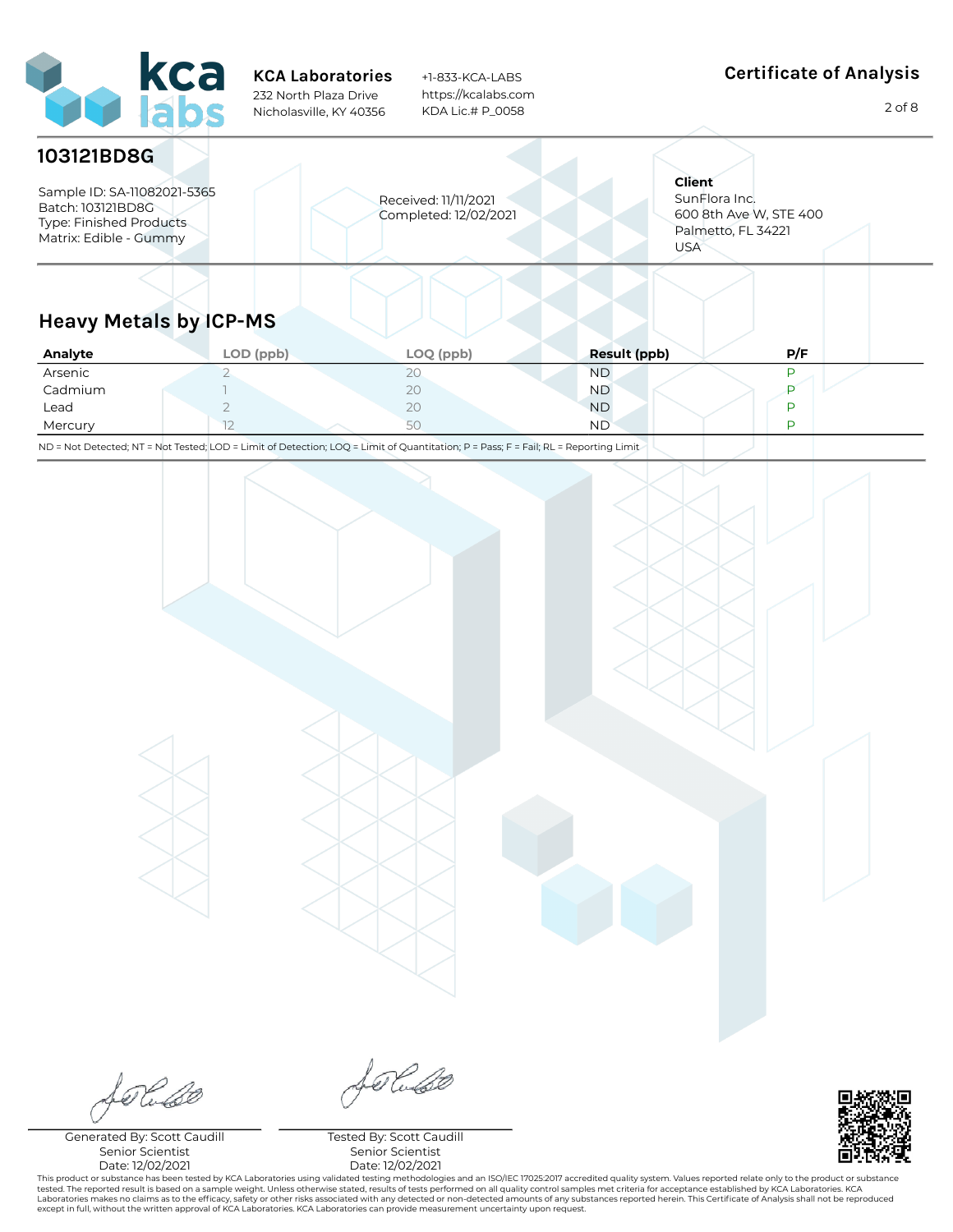**KCA Laboratories**
232 North Plaza Drive
Nicholasville, KY 40356

+1-833-KCA-LABS
https://kcalabs.com
KDA Lic.# P_0058

**Certificate of Analysis**

# 103121BD8G

Sample ID: SA-11082021-5365
Batch: 103121BD8G
Type: Finished Products
Matrix: Edible - Gummy

Received: 11/11/2021
Completed: 12/02/2021

**Client**
SunFlora Inc.
600 8th Ave W, STE 400
Palmetto, FL 34221
USA

## Heavy Metals by ICP-MS

| Analyte | LOD (ppb) | LOQ (ppb) | Result (ppb) | P/F |
|---|---|---|---|---|
| Arsenic | 2 | 20 | ND | P |
| Cadmium | 1 | 20 | ND | P |
| Lead | 2 | 20 | ND | P |
| Mercury | 12 | 50 | ND | P |

ND = Not Detected; NT = Not Tested; LOD = Limit of Detection; LOQ = Limit of Quantitation; P = Pass; F = Fail; RL = Reporting Limit

Generated By: Scott Caudill
Senior Scientist
Date: 12/02/2021

Tested By: Scott Caudill
Senior Scientist
Date: 12/02/2021

This product or substance has been tested by KCA Laboratories using validated testing methodologies and an ISO/IEC 17025:2017 accredited quality system. Values reported relate only to the product or substance tested. The reported result is based on a sample weight. Unless otherwise stated, results of tests performed on all quality control samples met criteria for acceptance established by KCA Laboratories. KCA Laboratories makes no claims as to the efficacy, safety or other risks associated with any detected or non-detected amounts of any substances reported herein. This Certificate of Analysis shall not be reproduced except in full, without the written approval of KCA Laboratories. KCA Laboratories can provide measurement uncertainty upon request.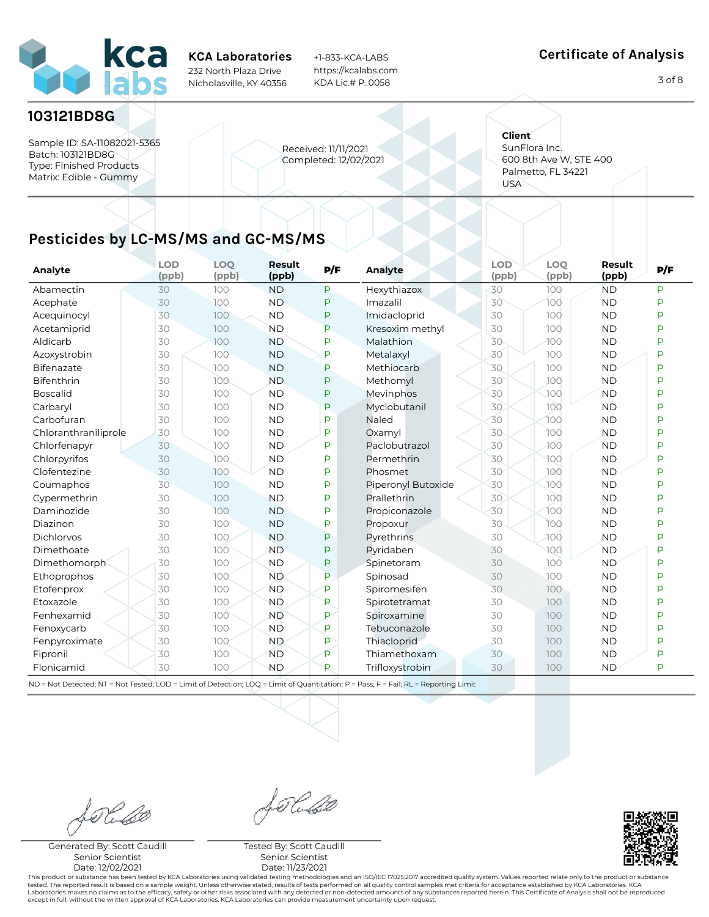KCA Laboratories
232 North Plaza Drive
Nicholasville, KY 40356

+1-833-KCA-LABS
https://kcalabs.com
KDA Lic.# P_0058

**Certificate of Analysis**

## 103121BD8G

Sample ID: SA-11082021-5365
Batch: 103121BD8G
Type: Finished Products
Matrix: Edible - Gummy

Received: 11/11/2021
Completed: 12/02/2021

**Client**
SunFlora Inc.
600 8th Ave W, STE 400
Palmetto, FL 34221
USA

## Pesticides by LC-MS/MS and GC-MS/MS

| Analyte | LOD (ppb) | LOQ (ppb) | Result (ppb) | P/F | Analyte | LOD (ppb) | LOQ (ppb) | Result (ppb) | P/F |
|---|---|---|---|---|---|---|---|---|---|
| Abamectin | 30 | 100 | ND | P | Hexythiazox | 30 | 100 | ND | P |
| Acephate | 30 | 100 | ND | P | Imazalil | 30 | 100 | ND | P |
| Acequinocyl | 30 | 100 | ND | P | Imidacloprid | 30 | 100 | ND | P |
| Acetamiprid | 30 | 100 | ND | P | Kresoxim methyl | 30 | 100 | ND | P |
| Aldicarb | 30 | 100 | ND | P | Malathion | 30 | 100 | ND | P |
| Azoxystrobin | 30 | 100 | ND | P | Metalaxyl | 30 | 100 | ND | P |
| Bifenazate | 30 | 100 | ND | P | Methiocarb | 30 | 100 | ND | P |
| Bifenthrin | 30 | 100 | ND | P | Methomyl | 30 | 100 | ND | P |
| Boscalid | 30 | 100 | ND | P | Mevinphos | 30 | 100 | ND | P |
| Carbaryl | 30 | 100 | ND | P | Myclobutanil | 30 | 100 | ND | P |
| Carbofuran | 30 | 100 | ND | P | Naled | 30 | 100 | ND | P |
| Chloranthraniliprole | 30 | 100 | ND | P | Oxamyl | 30 | 100 | ND | P |
| Chlorfenapyr | 30 | 100 | ND | P | Paclobutrazol | 30 | 100 | ND | P |
| Chlorpyrifos | 30 | 100 | ND | P | Permethrin | 30 | 100 | ND | P |
| Clofentezine | 30 | 100 | ND | P | Phosmet | 30 | 100 | ND | P |
| Coumaphos | 30 | 100 | ND | P | Piperonyl Butoxide | 30 | 100 | ND | P |
| Cypermethrin | 30 | 100 | ND | P | Prallethrin | 30 | 100 | ND | P |
| Daminozide | 30 | 100 | ND | P | Propiconazole | 30 | 100 | ND | P |
| Diazinon | 30 | 100 | ND | P | Propoxur | 30 | 100 | ND | P |
| Dichlorvos | 30 | 100 | ND | P | Pyrethrins | 30 | 100 | ND | P |
| Dimethoate | 30 | 100 | ND | P | Pyridaben | 30 | 100 | ND | P |
| Dimethomorph | 30 | 100 | ND | P | Spinetoram | 30 | 100 | ND | P |
| Ethoprophos | 30 | 100 | ND | P | Spinosad | 30 | 100 | ND | P |
| Etofenprox | 30 | 100 | ND | P | Spiromesifen | 30 | 100 | ND | P |
| Etoxazole | 30 | 100 | ND | P | Spirotetramat | 30 | 100 | ND | P |
| Fenhexamid | 30 | 100 | ND | P | Spiroxamine | 30 | 100 | ND | P |
| Fenoxycarb | 30 | 100 | ND | P | Tebuconazole | 30 | 100 | ND | P |
| Fenpyroximate | 30 | 100 | ND | P | Thiacloprid | 30 | 100 | ND | P |
| Fipronil | 30 | 100 | ND | P | Thiamethoxam | 30 | 100 | ND | P |
| Flonicamid | 30 | 100 | ND | P | Trifloxystrobin | 30 | 100 | ND | P |

ND = Not Detected; NT = Not Tested; LOD = Limit of Detection; LOQ = Limit of Quantitation; P = Pass; F = Fail; RL = Reporting Limit

Generated By: Scott Caudill
Senior Scientist
Date: 12/02/2021

Tested By: Scott Caudill
Senior Scientist
Date: 11/23/2021

This product or substance has been tested by KCA Laboratories using validated testing methodologies and an ISO/IEC 17025:2017 accredited quality system. Values reported relate only to the product or substance tested. The reported result is based on a sample weight. Unless otherwise stated, results of tests performed on all quality control samples met criteria for acceptance established by KCA Laboratories. KCA Laboratories makes no claims as to the efficacy, safety or other risks associated with any detected or non-detected amounts of any substances reported herein. This Certificate of Analysis shall not be reproduced except in full, without the written approval of KCA Laboratories. KCA Laboratories can provide measurement uncertainty upon request.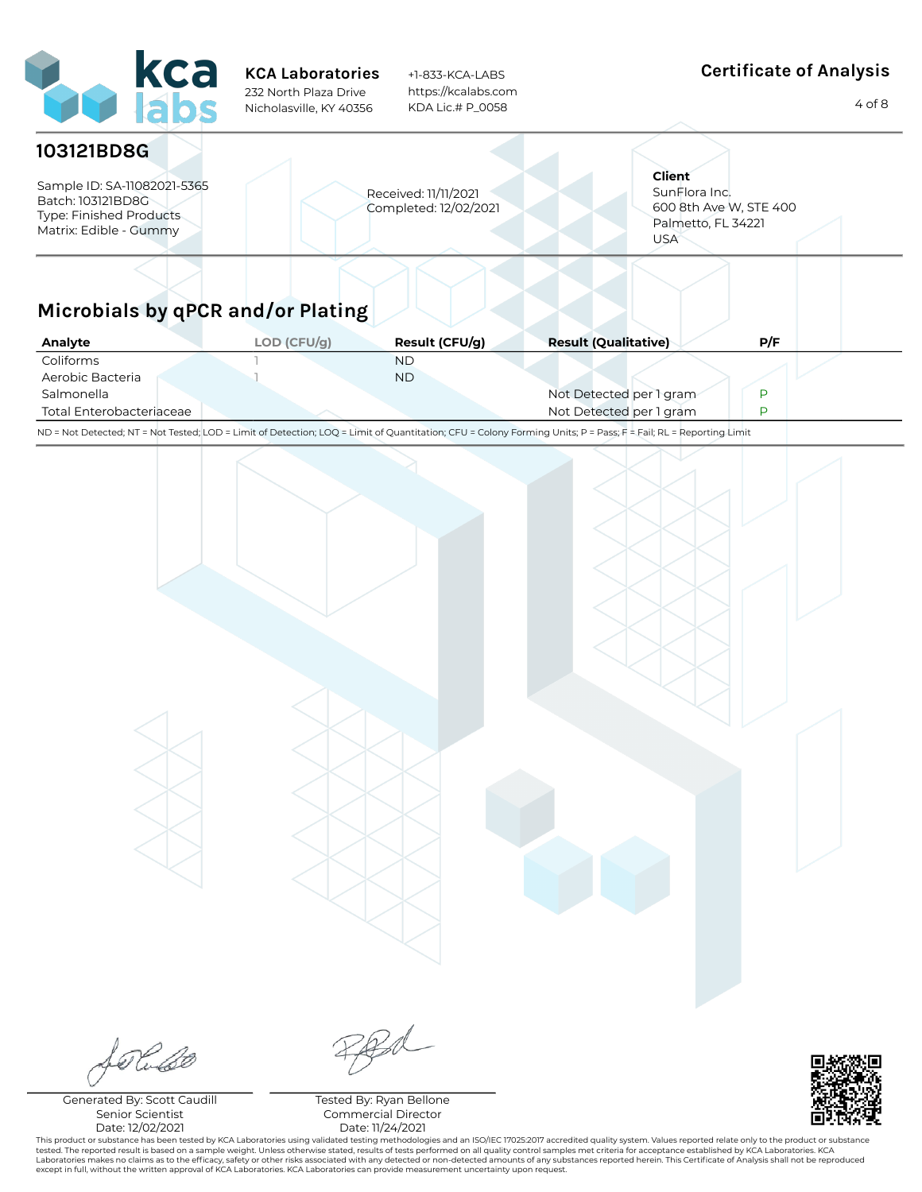**KCA Laboratories**
232 North Plaza Drive
Nicholasville, KY 40356

+1-833-KCA-LABS
https://kcalabs.com
KDA Lic.# P_0058

## Certificate of Analysis

# 103121BD8G

Sample ID: SA-11082021-5365
Batch: 103121BD8G
Type: Finished Products
Matrix: Edible - Gummy

Received: 11/11/2021
Completed: 12/02/2021

**Client**
SunFlora Inc.
600 8th Ave W, STE 400
Palmetto, FL 34221
USA

## Microbials by qPCR and/or Plating

| Analyte | LOD (CFU/g) | Result (CFU/g) | Result (Qualitative) | P/F |
|---|---|---|---|---|
| Coliforms | 1 | ND | | |
| Aerobic Bacteria | 1 | ND | | |
| Salmonella | | | Not Detected per 1 gram | P |
| Total Enterobacteriaceae | | | Not Detected per 1 gram | P |

ND = Not Detected; NT = Not Tested; LOD = Limit of Detection; LOQ = Limit of Quantitation; CFU = Colony Forming Units; P = Pass; F = Fail; RL = Reporting Limit

Generated By: Scott Caudill
Senior Scientist
Date: 12/02/2021

Tested By: Ryan Bellone
Commercial Director
Date: 11/24/2021

This product or substance has been tested by KCA Laboratories using validated testing methodologies and an ISO/IEC 17025:2017 accredited quality system. Values reported relate only to the product or substance tested. The reported result is based on a sample weight. Unless otherwise stated, results of tests performed on all quality control samples met criteria for acceptance established by KCA Laboratories. KCA Laboratories makes no claims as to the efficacy, safety or other risks associated with any detected or non-detected amounts of any substances reported herein. This Certificate of Analysis shall not be reproduced except in full, without the written approval of KCA Laboratories. KCA Laboratories can provide measurement uncertainty upon request.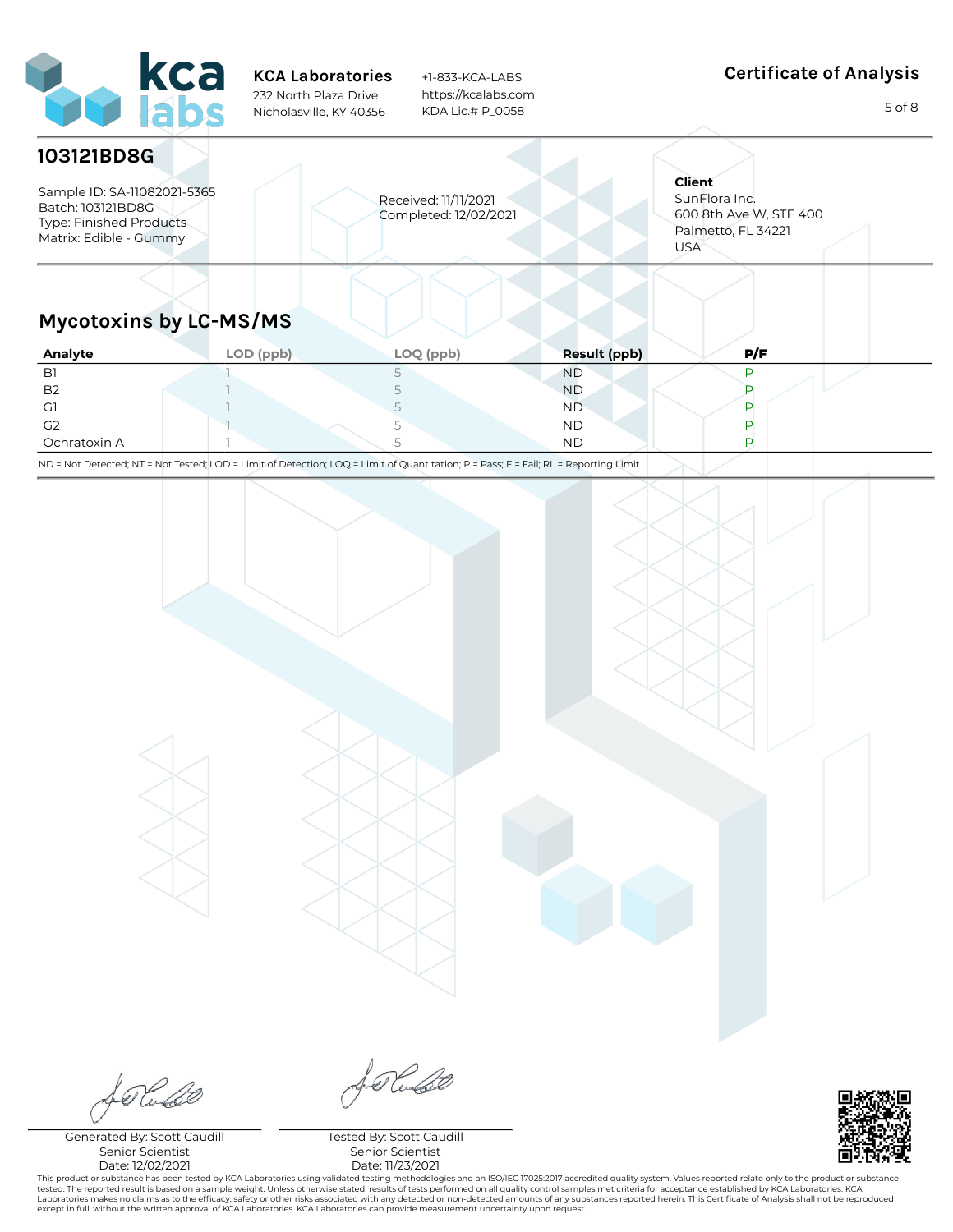**KCA Laboratories**
232 North Plaza Drive
Nicholasville, KY 40356

+1-833-KCA-LABS
https://kcalabs.com
KDA Lic.# P_0058

## Certificate of Analysis

# 103121BD8G

Sample ID: SA-11082021-5365
Batch: 103121BD8G
Type: Finished Products
Matrix: Edible - Gummy

Received: 11/11/2021
Completed: 12/02/2021

**Client**
SunFlora Inc.
600 8th Ave W, STE 400
Palmetto, FL 34221
USA

## Mycotoxins by LC-MS/MS

| Analyte | LOD (ppb) | LOQ (ppb) | Result (ppb) | P/F |
|---|---|---|---|---|
| B1 | 1 | 5 | ND | P |
| B2 | 1 | 5 | ND | P |
| G1 | 1 | 5 | ND | P |
| G2 | 1 | 5 | ND | P |
| Ochratoxin A | 1 | 5 | ND | P |

ND = Not Detected; NT = Not Tested; LOD = Limit of Detection; LOQ = Limit of Quantitation; P = Pass; F = Fail; RL = Reporting Limit

Generated By: Scott Caudill
Senior Scientist
Date: 12/02/2021

Tested By: Scott Caudill
Senior Scientist
Date: 11/23/2021

This product or substance has been tested by KCA Laboratories using validated testing methodologies and an ISO/IEC 17025:2017 accredited quality system. Values reported relate only to the product or substance tested. The reported result is based on a sample weight. Unless otherwise stated, results of tests performed on all quality control samples met criteria for acceptance established by KCA Laboratories. KCA Laboratories makes no claims as to the efficacy, safety or other risks associated with any detected or non-detected amounts of any substances reported herein. This Certificate of Analysis shall not be reproduced except in full, without the written approval of KCA Laboratories. KCA Laboratories can provide measurement uncertainty upon request.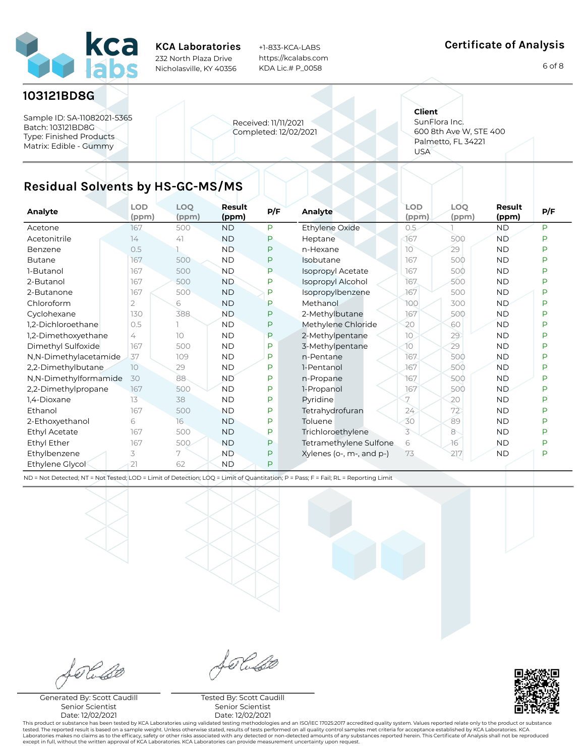**KCA Laboratories**
232 North Plaza Drive
Nicholasville, KY 40356

+1-833-KCA-LABS
https://kcalabs.com
KDA Lic.# P_0058

**Certificate of Analysis**

## 103121BD8G

Sample ID: SA-11082021-5365
Batch: 103121BD8G
Type: Finished Products
Matrix: Edible - Gummy

Received: 11/11/2021
Completed: 12/02/2021

**Client**
SunFlora Inc.
600 8th Ave W, STE 400
Palmetto, FL 34221
USA

## Residual Solvents by HS-GC-MS/MS

| Analyte | LOD (ppm) | LOQ (ppm) | Result (ppm) | P/F |
|---|---|---|---|---|
| Acetone | 167 | 500 | ND | P |
| Acetonitrile | 14 | 41 | ND | P |
| Benzene | 0.5 | 1 | ND | P |
| Butane | 167 | 500 | ND | P |
| 1-Butanol | 167 | 500 | ND | P |
| 2-Butanol | 167 | 500 | ND | P |
| 2-Butanone | 167 | 500 | ND | P |
| Chloroform | 2 | 6 | ND | P |
| Cyclohexane | 130 | 388 | ND | P |
| 1,2-Dichloroethane | 0.5 | 1 | ND | P |
| 1,2-Dimethoxyethane | 4 | 10 | ND | P |
| Dimethyl Sulfoxide | 167 | 500 | ND | P |
| N,N-Dimethylacetamide | 37 | 109 | ND | P |
| 2,2-Dimethylbutane | 10 | 29 | ND | P |
| N,N-Dimethylformamide | 30 | 88 | ND | P |
| 2,2-Dimethylpropane | 167 | 500 | ND | P |
| 1,4-Dioxane | 13 | 38 | ND | P |
| Ethanol | 167 | 500 | ND | P |
| 2-Ethoxyethanol | 6 | 16 | ND | P |
| Ethyl Acetate | 167 | 500 | ND | P |
| Ethyl Ether | 167 | 500 | ND | P |
| Ethylbenzene | 3 | 7 | ND | P |
| Ethylene Glycol | 21 | 62 | ND | P |
| Ethylene Oxide | 0.5 | 1 | ND | P |
| Heptane | 167 | 500 | ND | P |
| n-Hexane | 10 | 29 | ND | P |
| Isobutane | 167 | 500 | ND | P |
| Isopropyl Acetate | 167 | 500 | ND | P |
| Isopropyl Alcohol | 167 | 500 | ND | P |
| Isopropylbenzene | 167 | 500 | ND | P |
| Methanol | 100 | 300 | ND | P |
| 2-Methylbutane | 167 | 500 | ND | P |
| Methylene Chloride | 20 | 60 | ND | P |
| 2-Methylpentane | 10 | 29 | ND | P |
| 3-Methylpentane | 10 | 29 | ND | P |
| n-Pentane | 167 | 500 | ND | P |
| 1-Pentanol | 167 | 500 | ND | P |
| n-Propane | 167 | 500 | ND | P |
| 1-Propanol | 167 | 500 | ND | P |
| Pyridine | 7 | 20 | ND | P |
| Tetrahydrofuran | 24 | 72 | ND | P |
| Toluene | 30 | 89 | ND | P |
| Trichloroethylene | 3 | 8 | ND | P |
| Tetramethylene Sulfone | 6 | 16 | ND | P |
| Xylenes (o-, m-, and p-) | 73 | 217 | ND | P |

ND = Not Detected; NT = Not Tested; LOD = Limit of Detection; LOQ = Limit of Quantitation; P = Pass; F = Fail; RL = Reporting Limit

Generated By: Scott Caudill
Senior Scientist
Date: 12/02/2021

Tested By: Scott Caudill
Senior Scientist
Date: 12/02/2021

This product or substance has been tested by KCA Laboratories using validated testing methodologies and an ISO/IEC 17025:2017 accredited quality system. Values reported relate only to the product or substance tested. The reported result is based on a sample weight. Unless otherwise stated, results of tests performed on all quality control samples met criteria for acceptance established by KCA Laboratories. KCA Laboratories makes no claims as to the efficacy, safety or other risks associated with any detected or non-detected amounts of any substances reported herein. This Certificate of Analysis shall not be reproduced except in full, without the written approval of KCA Laboratories. KCA Laboratories can provide measurement uncertainty upon request.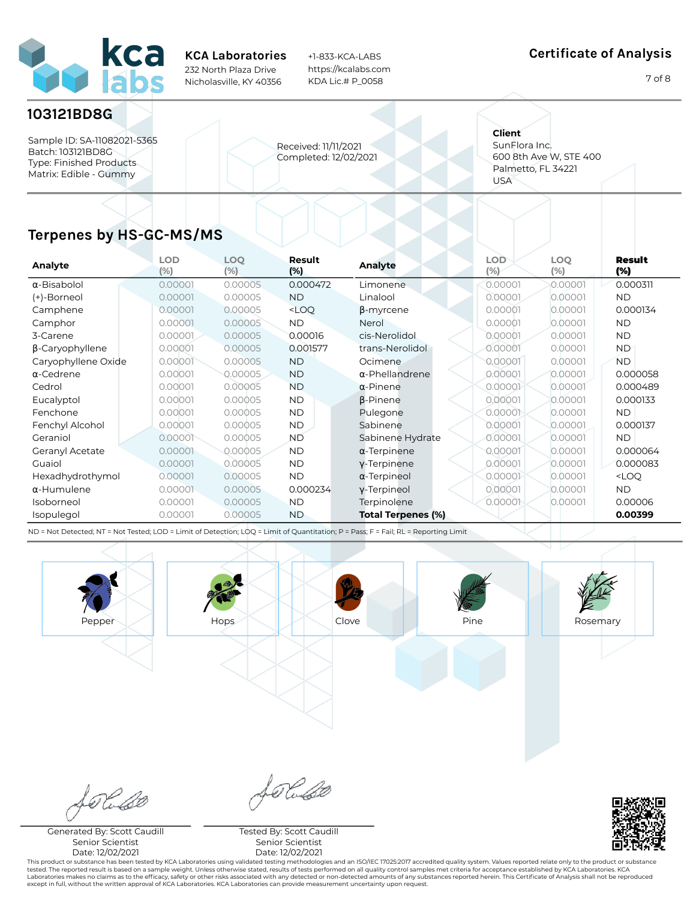**KCA Laboratories**
232 North Plaza Drive
Nicholasville, KY 40356

+1-833-KCA-LABS
https://kcalabs.com
KDA Lic.# P_0058

**Certificate of Analysis**

## 103121BD8G

Sample ID: SA-11082021-5365
Batch: 103121BD8G
Type: Finished Products
Matrix: Edible - Gummy

Received: 11/11/2021
Completed: 12/02/2021

**Client**
SunFlora Inc.
600 8th Ave W, STE 400
Palmetto, FL 34221
USA

## Terpenes by HS-GC-MS/MS

| Analyte | LOD (%) | LOQ (%) | Result (%) | Analyte | LOD (%) | LOQ (%) | Result (%) |
|---|---|---|---|---|---|---|---|
| α-Bisabolol | 0.00001 | 0.00005 | 0.000472 | Limonene | 0.00001 | 0.00001 | 0.000311 |
| (+)-Borneol | 0.00001 | 0.00005 | ND | Linalool | 0.00001 | 0.00001 | ND |
| Camphene | 0.00001 | 0.00005 | <LOQ | β-myrcene | 0.00001 | 0.00001 | 0.000134 |
| Camphor | 0.00001 | 0.00005 | ND | Nerol | 0.00001 | 0.00001 | ND |
| 3-Carene | 0.00001 | 0.00005 | 0.00016 | cis-Nerolidol | 0.00001 | 0.00001 | ND |
| β-Caryophyllene | 0.00001 | 0.00005 | 0.001577 | trans-Nerolidol | 0.00001 | 0.00001 | ND |
| Caryophyllene Oxide | 0.00001 | 0.00005 | ND | Ocimene | 0.00001 | 0.00001 | ND |
| α-Cedrene | 0.00001 | 0.00005 | ND | α-Phellandrene | 0.00001 | 0.00001 | 0.000058 |
| Cedrol | 0.00001 | 0.00005 | ND | α-Pinene | 0.00001 | 0.00001 | 0.000489 |
| Eucalyptol | 0.00001 | 0.00005 | ND | β-Pinene | 0.00001 | 0.00001 | 0.000133 |
| Fenchone | 0.00001 | 0.00005 | ND | Pulegone | 0.00001 | 0.00001 | ND |
| Fenchyl Alcohol | 0.00001 | 0.00005 | ND | Sabinene | 0.00001 | 0.00001 | 0.000137 |
| Geraniol | 0.00001 | 0.00005 | ND | Sabinene Hydrate | 0.00001 | 0.00001 | ND |
| Geranyl Acetate | 0.00001 | 0.00005 | ND | α-Terpinene | 0.00001 | 0.00001 | 0.000064 |
| Guaiol | 0.00001 | 0.00005 | ND | γ-Terpinene | 0.00001 | 0.00001 | 0.000083 |
| Hexadhydrothymol | 0.00001 | 0.00005 | ND | α-Terpineol | 0.00001 | 0.00001 | <LOQ |
| α-Humulene | 0.00001 | 0.00005 | 0.000234 | γ-Terpineol | 0.00001 | 0.00001 | ND |
| Isoborneol | 0.00001 | 0.00005 | ND | Terpinolene | 0.00001 | 0.00001 | 0.00006 |
| Isopulegol | 0.00001 | 0.00005 | ND | **Total Terpenes (%)** | | | **0.00399** |

ND = Not Detected; NT = Not Tested; LOD = Limit of Detection; LOQ = Limit of Quantitation; P = Pass; F = Fail; RL = Reporting Limit

Pepper | Hops | Clove | Pine | Rosemary

Generated By: Scott Caudill
Senior Scientist
Date: 12/02/2021

Tested By: Scott Caudill
Senior Scientist
Date: 12/02/2021

This product or substance has been tested by KCA Laboratories using validated testing methodologies and an ISO/IEC 17025:2017 accredited quality system. Values reported relate only to the product or substance tested. The reported result is based on a sample weight. Unless otherwise stated, results of tests performed on all quality control samples met criteria for acceptance established by KCA Laboratories. KCA Laboratories makes no claims as to the efficacy, safety or other risks associated with any detected or non-detected amounts of any substances reported herein. This Certificate of Analysis shall not be reproduced except in full, without the written approval of KCA Laboratories. KCA Laboratories can provide measurement uncertainty upon request.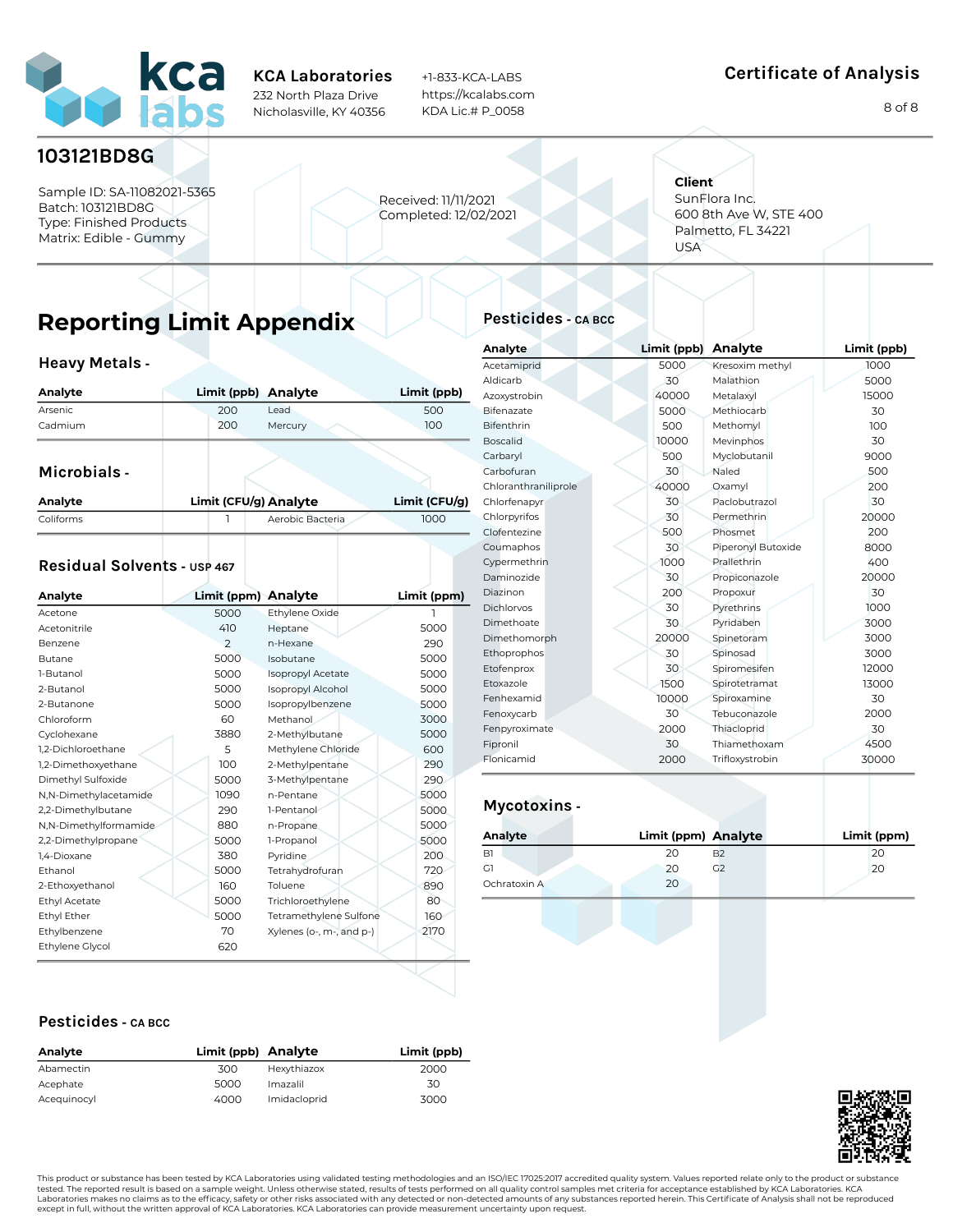KCA Laboratories
232 North Plaza Drive
Nicholasville, KY 40356

+1-833-KCA-LABS
https://kcalabs.com
KDA Lic.# P_0058

**Certificate of Analysis**

## 103121BD8G

Sample ID: SA-11082021-5365
Batch: 103121BD8G
Type: Finished Products
Matrix: Edible - Gummy

Received: 11/11/2021
Completed: 12/02/2021

**Client**
SunFlora Inc.
600 8th Ave W, STE 400
Palmetto, FL 34221
USA

# Reporting Limit Appendix

### Heavy Metals -

| Analyte | Limit (ppb) | Analyte | Limit (ppb) |
|---|---|---|---|
| Arsenic | 200 | Lead | 500 |
| Cadmium | 200 | Mercury | 100 |

### Microbials -

| Analyte | Limit (CFU/g) | Analyte | Limit (CFU/g) |
|---|---|---|---|
| Coliforms | 1 | Aerobic Bacteria | 1000 |

### Residual Solvents - USP 467

| Analyte | Limit (ppm) | Analyte | Limit (ppm) |
|---|---|---|---|
| Acetone | 5000 | Ethylene Oxide | 1 |
| Acetonitrile | 410 | Heptane | 5000 |
| Benzene | 2 | n-Hexane | 290 |
| Butane | 5000 | Isobutane | 5000 |
| 1-Butanol | 5000 | Isopropyl Acetate | 5000 |
| 2-Butanol | 5000 | Isopropyl Alcohol | 5000 |
| 2-Butanone | 5000 | Isopropylbenzene | 5000 |
| Chloroform | 60 | Methanol | 3000 |
| Cyclohexane | 3880 | 2-Methylbutane | 5000 |
| 1,2-Dichloroethane | 5 | Methylene Chloride | 600 |
| 1,2-Dimethoxyethane | 100 | 2-Methylpentane | 290 |
| Dimethyl Sulfoxide | 5000 | 3-Methylpentane | 290 |
| N,N-Dimethylacetamide | 1090 | n-Pentane | 5000 |
| 2,2-Dimethylbutane | 290 | 1-Pentanol | 5000 |
| N,N-Dimethylformamide | 880 | n-Propane | 5000 |
| 2,2-Dimethylpropane | 5000 | 1-Propanol | 5000 |
| 1,4-Dioxane | 380 | Pyridine | 200 |
| Ethanol | 5000 | Tetrahydrofuran | 720 |
| 2-Ethoxyethanol | 160 | Toluene | 890 |
| Ethyl Acetate | 5000 | Trichloroethylene | 80 |
| Ethyl Ether | 5000 | Tetramethylene Sulfone | 160 |
| Ethylbenzene | 70 | Xylenes (o-, m-, and p-) | 2170 |
| Ethylene Glycol | 620 | | |

### Pesticides - CA BCC

| Analyte | Limit (ppb) | Analyte | Limit (ppb) |
|---|---|---|---|
| Abamectin | 300 | Hexythiazox | 2000 |
| Acephate | 5000 | Imazalil | 30 |
| Acequinocyl | 4000 | Imidacloprid | 3000 |

### Pesticides - CA BCC

| Analyte | Limit (ppb) | Analyte | Limit (ppb) |
|---|---|---|---|
| Acetamiprid | 5000 | Kresoxim methyl | 1000 |
| Aldicarb | 30 | Malathion | 5000 |
| Azoxystrobin | 40000 | Metalaxyl | 15000 |
| Bifenazate | 5000 | Methiocarb | 30 |
| Bifenthrin | 500 | Methomyl | 100 |
| Boscalid | 10000 | Mevinphos | 30 |
| Carbaryl | 500 | Myclobutanil | 9000 |
| Carbofuran | 30 | Naled | 500 |
| Chloranthraniliprole | 40000 | Oxamyl | 200 |
| Chlorfenapyr | 30 | Paclobutrazol | 30 |
| Chlorpyrifos | 30 | Permethrin | 20000 |
| Clofentezine | 500 | Phosmet | 200 |
| Coumaphos | 30 | Piperonyl Butoxide | 8000 |
| Cypermethrin | 1000 | Prallethrin | 400 |
| Daminozide | 30 | Propiconazole | 20000 |
| Diazinon | 200 | Propoxur | 30 |
| Dichlorvos | 30 | Pyrethrins | 1000 |
| Dimethoate | 30 | Pyridaben | 3000 |
| Dimethomorph | 20000 | Spinetoram | 3000 |
| Ethoprophos | 30 | Spinosad | 3000 |
| Etofenprox | 30 | Spiromesifen | 12000 |
| Etoxazole | 1500 | Spirotetramat | 13000 |
| Fenhexamid | 10000 | Spiroxamine | 30 |
| Fenoxycarb | 30 | Tebuconazole | 2000 |
| Fenpyroximate | 2000 | Thiacloprid | 30 |
| Fipronil | 30 | Thiamethoxam | 4500 |
| Flonicamid | 2000 | Trifloxystrobin | 30000 |

### Mycotoxins -

| Analyte | Limit (ppm) | Analyte | Limit (ppm) |
|---|---|---|---|
| B1 | 20 | B2 | 20 |
| G1 | 20 | G2 | 20 |
| Ochratoxin A | 20 | | |

This product or substance has been tested by KCA Laboratories using validated testing methodologies and an ISO/IEC 17025:2017 accredited quality system. Values reported relate only to the product or substance tested. The reported result is based on a sample weight. Unless otherwise stated, results of tests performed on all quality control samples met criteria for acceptance established by KCA Laboratories. KCA Laboratories makes no claims as to the efficacy, safety or other risks associated with any detected or non-detected amounts of any substances reported herein. This Certificate of Analysis shall not be reproduced except in full, without the written approval of KCA Laboratories. KCA Laboratories can provide measurement uncertainty upon request.